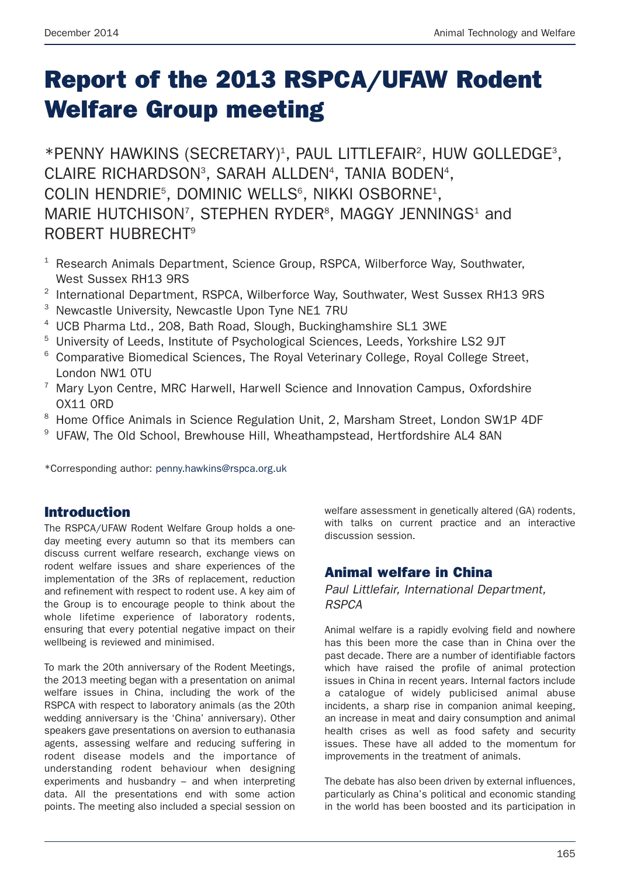# Report of the 2013 RSPCA/UFAW Rodent Welfare Group meeting

*PENNY HAWKINS (SECRETARY)[1], PAUL LITTLEFAIR[2], HUW GOLLEDGE[3], CLAIRE RICHARDSON[3], SARAH ALLDEN[4], TANIA BODEN[4], COLIN HENDRIE[5], DOMINIC WELLS[6], NIKKI OSBORNE[1], MARIE HUTCHISON[7], STEPHEN RYDER[8], MAGGY JENNINGS[1] and ROBERT HUBRECHT[9]

[1] Research Animals Department, Science Group, RSPCA, Wilberforce Way, Southwater, West Sussex RH13 9RS

[2] International Department, RSPCA, Wilberforce Way, Southwater, West Sussex RH13 9RS

[3] Newcastle University, Newcastle Upon Tyne NE1 7RU

[4] UCB Pharma Ltd., 208, Bath Road, Slough, Buckinghamshire SL1 3WE

[5] University of Leeds, Institute of Psychological Sciences, Leeds, Yorkshire LS2 9JT

[6] Comparative Biomedical Sciences, The Royal Veterinary College, Royal College Street, London NW1 0TU

[7] Mary Lyon Centre, MRC Harwell, Harwell Science and Innovation Campus, Oxfordshire OX11 0RD

[8] Home Office Animals in Science Regulation Unit, 2, Marsham Street, London SW1P 4DF

[9] UFAW, The Old School, Brewhouse Hill, Wheathampstead, Hertfordshire AL4 8AN

*Corresponding author: penny.hawkins@rspca.org.uk

## Introduction

The RSPCA/UFAW Rodent Welfare Group holds a one-day meeting every autumn so that its members can discuss current welfare research, exchange views on rodent welfare issues and share experiences of the implementation of the 3Rs of replacement, reduction and refinement with respect to rodent use. A key aim of the Group is to encourage people to think about the whole lifetime experience of laboratory rodents, ensuring that every potential negative impact on their wellbeing is reviewed and minimised.

To mark the 20th anniversary of the Rodent Meetings, the 2013 meeting began with a presentation on animal welfare issues in China, including the work of the RSPCA with respect to laboratory animals (as the 20th wedding anniversary is the 'China' anniversary). Other speakers gave presentations on aversion to euthanasia agents, assessing welfare and reducing suffering in rodent disease models and the importance of understanding rodent behaviour when designing experiments and husbandry – and when interpreting data. All the presentations end with some action points. The meeting also included a special session on welfare assessment in genetically altered (GA) rodents, with talks on current practice and an interactive discussion session.

## Animal welfare in China

*Paul Littlefair, International Department, RSPCA*

Animal welfare is a rapidly evolving field and nowhere has this been more the case than in China over the past decade. There are a number of identifiable factors which have raised the profile of animal protection issues in China in recent years. Internal factors include a catalogue of widely publicised animal abuse incidents, a sharp rise in companion animal keeping, an increase in meat and dairy consumption and animal health crises as well as food safety and security issues. These have all added to the momentum for improvements in the treatment of animals.

The debate has also been driven by external influences, particularly as China's political and economic standing in the world has been boosted and its participation in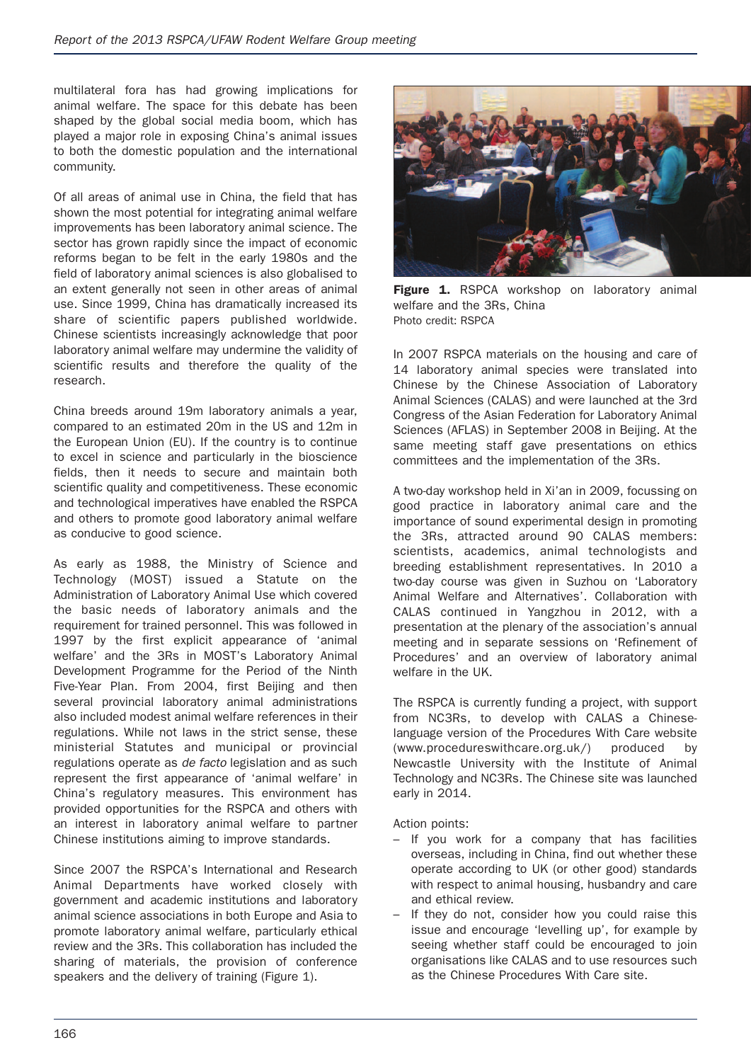multilateral fora has had growing implications for animal welfare. The space for this debate has been shaped by the global social media boom, which has played a major role in exposing China's animal issues to both the domestic population and the international community.

Of all areas of animal use in China, the field that has shown the most potential for integrating animal welfare improvements has been laboratory animal science. The sector has grown rapidly since the impact of economic reforms began to be felt in the early 1980s and the field of laboratory animal sciences is also globalised to an extent generally not seen in other areas of animal use. Since 1999, China has dramatically increased its share of scientific papers published worldwide. Chinese scientists increasingly acknowledge that poor laboratory animal welfare may undermine the validity of scientific results and therefore the quality of the research.

China breeds around 19m laboratory animals a year, compared to an estimated 20m in the US and 12m in the European Union (EU). If the country is to continue to excel in science and particularly in the bioscience fields, then it needs to secure and maintain both scientific quality and competitiveness. These economic and technological imperatives have enabled the RSPCA and others to promote good laboratory animal welfare as conducive to good science.

As early as 1988, the Ministry of Science and Technology (MOST) issued a Statute on the Administration of Laboratory Animal Use which covered the basic needs of laboratory animals and the requirement for trained personnel. This was followed in 1997 by the first explicit appearance of 'animal welfare' and the 3Rs in MOST's Laboratory Animal Development Programme for the Period of the Ninth Five-Year Plan. From 2004, first Beijing and then several provincial laboratory animal administrations also included modest animal welfare references in their regulations. While not laws in the strict sense, these ministerial Statutes and municipal or provincial regulations operate as *de facto* legislation and as such represent the first appearance of 'animal welfare' in China's regulatory measures. This environment has provided opportunities for the RSPCA and others with an interest in laboratory animal welfare to partner Chinese institutions aiming to improve standards.

Since 2007 the RSPCA's International and Research Animal Departments have worked closely with government and academic institutions and laboratory animal science associations in both Europe and Asia to promote laboratory animal welfare, particularly ethical review and the 3Rs. This collaboration has included the sharing of materials, the provision of conference speakers and the delivery of training (Figure 1).

**Figure 1.** RSPCA workshop on laboratory animal welfare and the 3Rs, China
Photo credit: RSPCA

In 2007 RSPCA materials on the housing and care of 14 laboratory animal species were translated into Chinese by the Chinese Association of Laboratory Animal Sciences (CALAS) and were launched at the 3rd Congress of the Asian Federation for Laboratory Animal Sciences (AFLAS) in September 2008 in Beijing. At the same meeting staff gave presentations on ethics committees and the implementation of the 3Rs.

A two-day workshop held in Xi'an in 2009, focussing on good practice in laboratory animal care and the importance of sound experimental design in promoting the 3Rs, attracted around 90 CALAS members: scientists, academics, animal technologists and breeding establishment representatives. In 2010 a two-day course was given in Suzhou on 'Laboratory Animal Welfare and Alternatives'. Collaboration with CALAS continued in Yangzhou in 2012, with a presentation at the plenary of the association's annual meeting and in separate sessions on 'Refinement of Procedures' and an overview of laboratory animal welfare in the UK.

The RSPCA is currently funding a project, with support from NC3Rs, to develop with CALAS a Chinese-language version of the Procedures With Care website (www.procedureswithcare.org.uk/) produced by Newcastle University with the Institute of Animal Technology and NC3Rs. The Chinese site was launched early in 2014.

Action points:

- If you work for a company that has facilities overseas, including in China, find out whether these operate according to UK (or other good) standards with respect to animal housing, husbandry and care and ethical review.
- If they do not, consider how you could raise this issue and encourage 'levelling up', for example by seeing whether staff could be encouraged to join organisations like CALAS and to use resources such as the Chinese Procedures With Care site.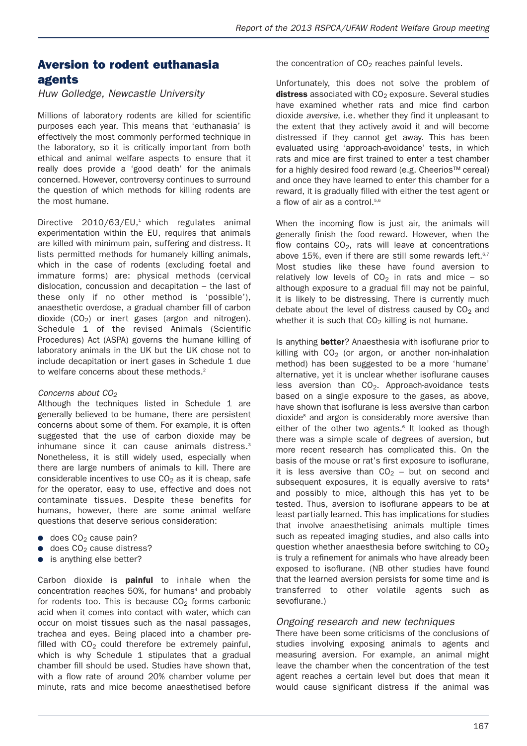## Aversion to rodent euthanasia agents

*Huw Golledge, Newcastle University*

Millions of laboratory rodents are killed for scientific purposes each year. This means that 'euthanasia' is effectively the most commonly performed technique in the laboratory, so it is critically important from both ethical and animal welfare aspects to ensure that it really does provide a 'good death' for the animals concerned. However, controversy continues to surround the question of which methods for killing rodents are the most humane.

Directive 2010/63/EU,[1] which regulates animal experimentation within the EU, requires that animals are killed with minimum pain, suffering and distress. It lists permitted methods for humanely killing animals, which in the case of rodents (excluding foetal and immature forms) are: physical methods (cervical dislocation, concussion and decapitation – the last of these only if no other method is 'possible'), anaesthetic overdose, a gradual chamber fill of carbon dioxide ($CO_2$) or inert gases (argon and nitrogen). Schedule 1 of the revised Animals (Scientific Procedures) Act (ASPA) governs the humane killing of laboratory animals in the UK but the UK chose not to include decapitation or inert gases in Schedule 1 due to welfare concerns about these methods.[2]

### *Concerns about $CO_2$*

Although the techniques listed in Schedule 1 are generally believed to be humane, there are persistent concerns about some of them. For example, it is often suggested that the use of carbon dioxide may be inhumane since it can cause animals distress.[3] Nonetheless, it is still widely used, especially when there are large numbers of animals to kill. There are considerable incentives to use $CO_2$ as it is cheap, safe for the operator, easy to use, effective and does not contaminate tissues. Despite these benefits for humans, however, there are some animal welfare questions that deserve serious consideration:

- does $CO_2$ cause pain?
- does $CO_2$ cause distress?
- is anything else better?

Carbon dioxide is **painful** to inhale when the concentration reaches 50%, for humans[4] and probably for rodents too. This is because $CO_2$ forms carbonic acid when it comes into contact with water, which can occur on moist tissues such as the nasal passages, trachea and eyes. Being placed into a chamber pre-filled with $CO_2$ could therefore be extremely painful, which is why Schedule 1 stipulates that a gradual chamber fill should be used. Studies have shown that, with a flow rate of around 20% chamber volume per minute, rats and mice become anaesthetised before the concentration of $CO_2$ reaches painful levels.

Unfortunately, this does not solve the problem of **distress** associated with $CO_2$ exposure. Several studies have examined whether rats and mice find carbon dioxide *aversive*, i.e. whether they find it unpleasant to the extent that they actively avoid it and will become distressed if they cannot get away. This has been evaluated using 'approach-avoidance' tests, in which rats and mice are first trained to enter a test chamber for a highly desired food reward (e.g. Cheerios™ cereal) and once they have learned to enter this chamber for a reward, it is gradually filled with either the test agent or a flow of air as a control.[5,6]

When the incoming flow is just air, the animals will generally finish the food reward. However, when the flow contains $CO_2$, rats will leave at concentrations above 15%, even if there are still some rewards left.[6,7] Most studies like these have found aversion to relatively low levels of $CO_2$ in rats and mice – so although exposure to a gradual fill may not be painful, it is likely to be distressing. There is currently much debate about the level of distress caused by $CO_2$ and whether it is such that $CO_2$ killing is not humane.

Is anything **better**? Anaesthesia with isoflurane prior to killing with $CO_2$ (or argon, or another non-inhalation method) has been suggested to be a more 'humane' alternative, yet it is unclear whether isoflurane causes less aversion than $CO_2$. Approach-avoidance tests based on a single exposure to the gases, as above, have shown that isoflurane is less aversive than carbon dioxide[8] and argon is considerably more aversive than either of the other two agents.[6] It looked as though there was a simple scale of degrees of aversion, but more recent research has complicated this. On the basis of the mouse or rat's first exposure to isoflurane, it is less aversive than $CO_2$ – but on second and subsequent exposures, it is equally aversive to rats[9] and possibly to mice, although this has yet to be tested. Thus, aversion to isoflurane appears to be at least partially learned. This has implications for studies that involve anaesthetising animals multiple times such as repeated imaging studies, and also calls into question whether anaesthesia before switching to $CO_2$ is truly a refinement for animals who have already been exposed to isoflurane. (NB other studies have found that the learned aversion persists for some time and is transferred to other volatile agents such as sevoflurane.)

### *Ongoing research and new techniques*

There have been some criticisms of the conclusions of studies involving exposing animals to agents and measuring aversion. For example, an animal might leave the chamber when the concentration of the test agent reaches a certain level but does that mean it would cause significant distress if the animal was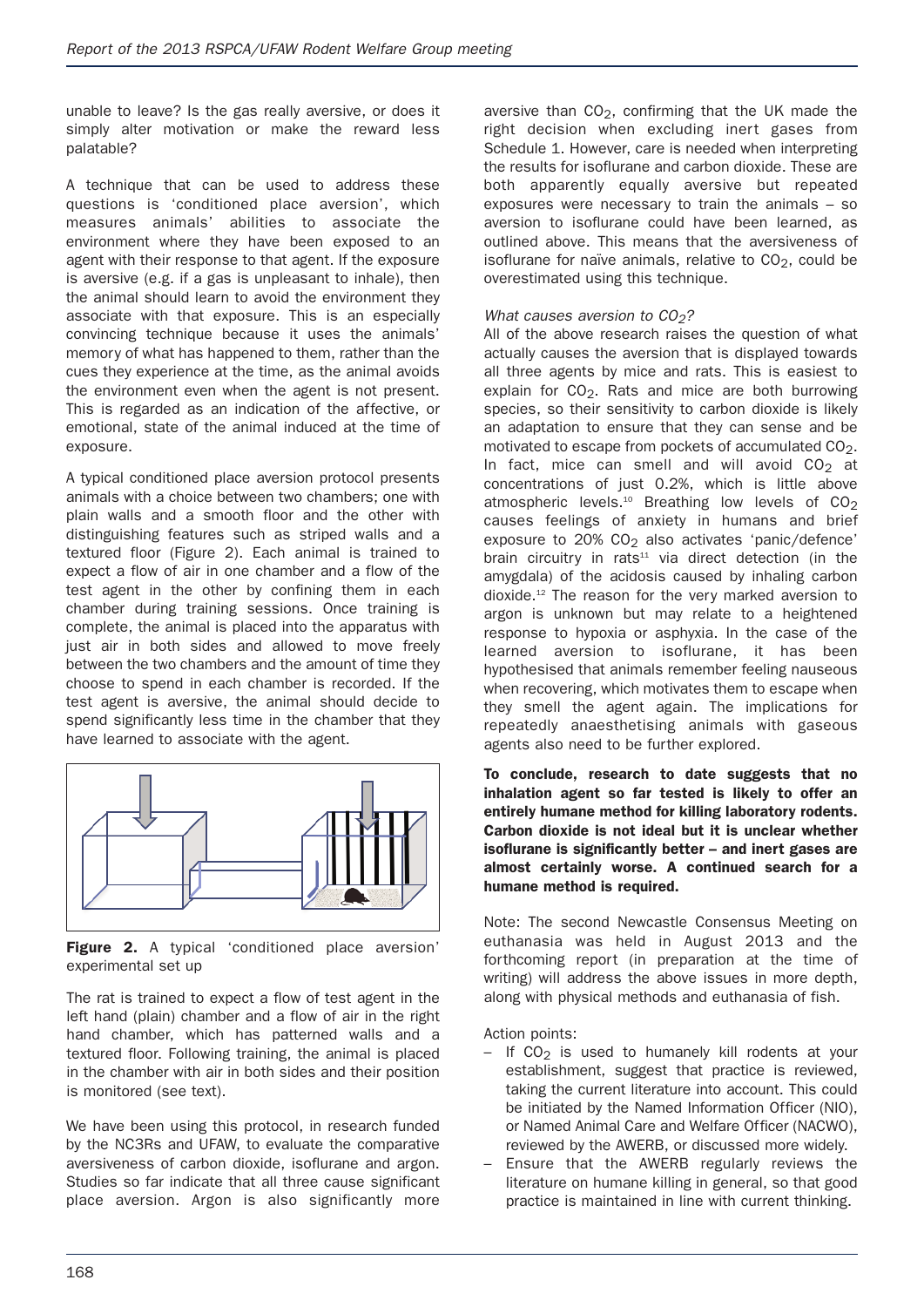unable to leave? Is the gas really aversive, or does it simply alter motivation or make the reward less palatable?

A technique that can be used to address these questions is 'conditioned place aversion', which measures animals' abilities to associate the environment where they have been exposed to an agent with their response to that agent. If the exposure is aversive (e.g. if a gas is unpleasant to inhale), then the animal should learn to avoid the environment they associate with that exposure. This is an especially convincing technique because it uses the animals' memory of what has happened to them, rather than the cues they experience at the time, as the animal avoids the environment even when the agent is not present. This is regarded as an indication of the affective, or emotional, state of the animal induced at the time of exposure.

A typical conditioned place aversion protocol presents animals with a choice between two chambers; one with plain walls and a smooth floor and the other with distinguishing features such as striped walls and a textured floor (Figure 2). Each animal is trained to expect a flow of air in one chamber and a flow of the test agent in the other by confining them in each chamber during training sessions. Once training is complete, the animal is placed into the apparatus with just air in both sides and allowed to move freely between the two chambers and the amount of time they choose to spend in each chamber is recorded. If the test agent is aversive, the animal should decide to spend significantly less time in the chamber that they have learned to associate with the agent.

**Figure 2.** A typical 'conditioned place aversion' experimental set up

The rat is trained to expect a flow of test agent in the left hand (plain) chamber and a flow of air in the right hand chamber, which has patterned walls and a textured floor. Following training, the animal is placed in the chamber with air in both sides and their position is monitored (see text).

We have been using this protocol, in research funded by the NC3Rs and UFAW, to evaluate the comparative aversiveness of carbon dioxide, isoflurane and argon. Studies so far indicate that all three cause significant place aversion. Argon is also significantly more aversive than $CO_2$, confirming that the UK made the right decision when excluding inert gases from Schedule 1. However, care is needed when interpreting the results for isoflurane and carbon dioxide. These are both apparently equally aversive but repeated exposures were necessary to train the animals – so aversion to isoflurane could have been learned, as outlined above. This means that the aversiveness of isoflurane for naïve animals, relative to $CO_2$, could be overestimated using this technique.

*What causes aversion to $CO_2$?*

All of the above research raises the question of what actually causes the aversion that is displayed towards all three agents by mice and rats. This is easiest to explain for $CO_2$. Rats and mice are both burrowing species, so their sensitivity to carbon dioxide is likely an adaptation to ensure that they can sense and be motivated to escape from pockets of accumulated $CO_2$. In fact, mice can smell and will avoid $CO_2$ at concentrations of just 0.2%, which is little above atmospheric levels.[10] Breathing low levels of $CO_2$ causes feelings of anxiety in humans and brief exposure to 20% $CO_2$ also activates 'panic/defence' brain circuitry in rats[11] via direct detection (in the amygdala) of the acidosis caused by inhaling carbon dioxide.[12] The reason for the very marked aversion to argon is unknown but may relate to a heightened response to hypoxia or asphyxia. In the case of the learned aversion to isoflurane, it has been hypothesised that animals remember feeling nauseous when recovering, which motivates them to escape when they smell the agent again. The implications for repeatedly anaesthetising animals with gaseous agents also need to be further explored.

**To conclude, research to date suggests that no inhalation agent so far tested is likely to offer an entirely humane method for killing laboratory rodents. Carbon dioxide is not ideal but it is unclear whether isoflurane is significantly better – and inert gases are almost certainly worse. A continued search for a humane method is required.**

Note: The second Newcastle Consensus Meeting on euthanasia was held in August 2013 and the forthcoming report (in preparation at the time of writing) will address the above issues in more depth, along with physical methods and euthanasia of fish.

Action points:

- If $CO_2$ is used to humanely kill rodents at your establishment, suggest that practice is reviewed, taking the current literature into account. This could be initiated by the Named Information Officer (NIO), or Named Animal Care and Welfare Officer (NACWO), reviewed by the AWERB, or discussed more widely.
- Ensure that the AWERB regularly reviews the literature on humane killing in general, so that good practice is maintained in line with current thinking.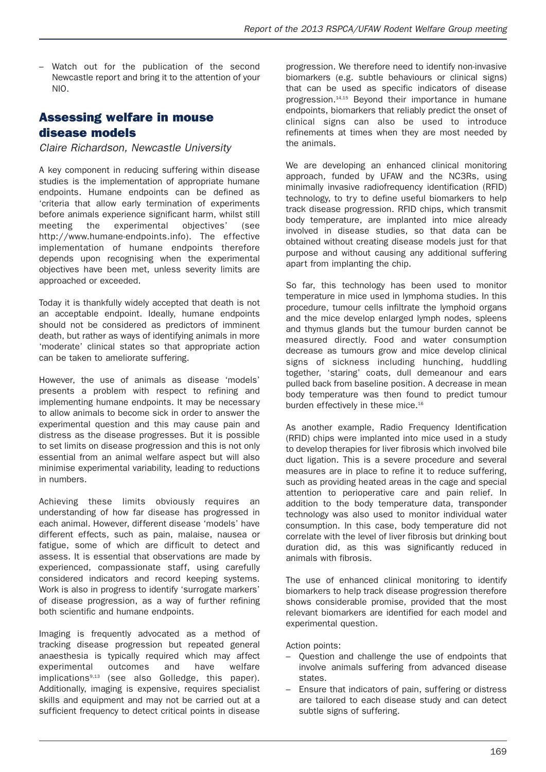– Watch out for the publication of the second Newcastle report and bring it to the attention of your NIO.

## Assessing welfare in mouse disease models

*Claire Richardson, Newcastle University*

A key component in reducing suffering within disease studies is the implementation of appropriate humane endpoints. Humane endpoints can be defined as 'criteria that allow early termination of experiments before animals experience significant harm, whilst still meeting the experimental objectives' (see http://www.humane-endpoints.info). The effective implementation of humane endpoints therefore depends upon recognising when the experimental objectives have been met, unless severity limits are approached or exceeded.

Today it is thankfully widely accepted that death is not an acceptable endpoint. Ideally, humane endpoints should not be considered as predictors of imminent death, but rather as ways of identifying animals in more 'moderate' clinical states so that appropriate action can be taken to ameliorate suffering.

However, the use of animals as disease 'models' presents a problem with respect to refining and implementing humane endpoints. It may be necessary to allow animals to become sick in order to answer the experimental question and this may cause pain and distress as the disease progresses. But it is possible to set limits on disease progression and this is not only essential from an animal welfare aspect but will also minimise experimental variability, leading to reductions in numbers.

Achieving these limits obviously requires an understanding of how far disease has progressed in each animal. However, different disease 'models' have different effects, such as pain, malaise, nausea or fatigue, some of which are difficult to detect and assess. It is essential that observations are made by experienced, compassionate staff, using carefully considered indicators and record keeping systems. Work is also in progress to identify 'surrogate markers' of disease progression, as a way of further refining both scientific and humane endpoints.

Imaging is frequently advocated as a method of tracking disease progression but repeated general anaesthesia is typically required which may affect experimental outcomes and have welfare implications[9,13] (see also Golledge, this paper). Additionally, imaging is expensive, requires specialist skills and equipment and may not be carried out at a sufficient frequency to detect critical points in disease progression. We therefore need to identify non-invasive biomarkers (e.g. subtle behaviours or clinical signs) that can be used as specific indicators of disease progression.[14,15] Beyond their importance in humane endpoints, biomarkers that reliably predict the onset of clinical signs can also be used to introduce refinements at times when they are most needed by the animals.

We are developing an enhanced clinical monitoring approach, funded by UFAW and the NC3Rs, using minimally invasive radiofrequency identification (RFID) technology, to try to define useful biomarkers to help track disease progression. RFID chips, which transmit body temperature, are implanted into mice already involved in disease studies, so that data can be obtained without creating disease models just for that purpose and without causing any additional suffering apart from implanting the chip.

So far, this technology has been used to monitor temperature in mice used in lymphoma studies. In this procedure, tumour cells infiltrate the lymphoid organs and the mice develop enlarged lymph nodes, spleens and thymus glands but the tumour burden cannot be measured directly. Food and water consumption decrease as tumours grow and mice develop clinical signs of sickness including hunching, huddling together, 'staring' coats, dull demeanour and ears pulled back from baseline position. A decrease in mean body temperature was then found to predict tumour burden effectively in these mice.[16]

As another example, Radio Frequency Identification (RFID) chips were implanted into mice used in a study to develop therapies for liver fibrosis which involved bile duct ligation. This is a severe procedure and several measures are in place to refine it to reduce suffering, such as providing heated areas in the cage and special attention to perioperative care and pain relief. In addition to the body temperature data, transponder technology was also used to monitor individual water consumption. In this case, body temperature did not correlate with the level of liver fibrosis but drinking bout duration did, as this was significantly reduced in animals with fibrosis.

The use of enhanced clinical monitoring to identify biomarkers to help track disease progression therefore shows considerable promise, provided that the most relevant biomarkers are identified for each model and experimental question.

Action points:

– Question and challenge the use of endpoints that involve animals suffering from advanced disease states.
– Ensure that indicators of pain, suffering or distress are tailored to each disease study and can detect subtle signs of suffering.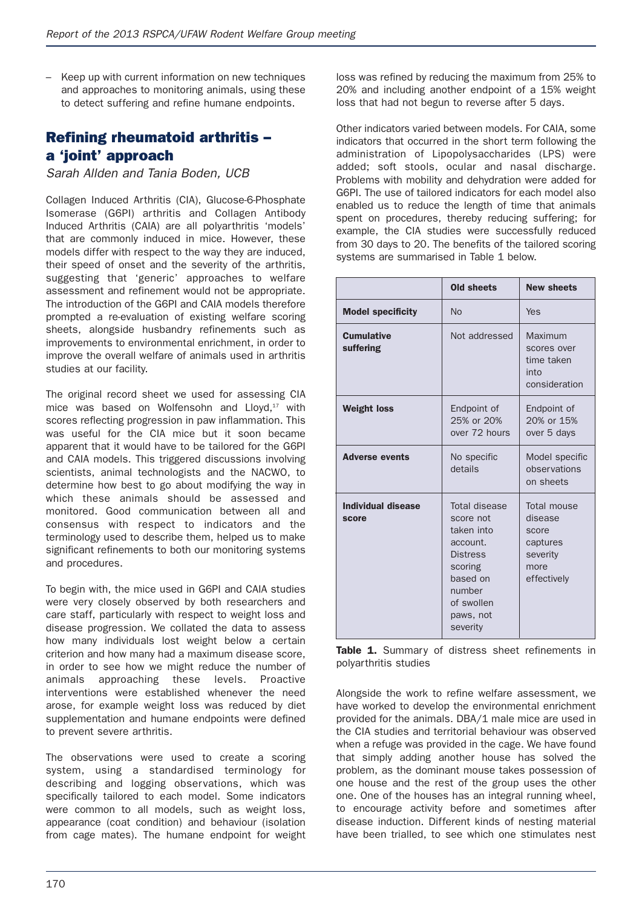– Keep up with current information on new techniques and approaches to monitoring animals, using these to detect suffering and refine humane endpoints.

## Refining rheumatoid arthritis – a 'joint' approach

*Sarah Allden and Tania Boden, UCB*

Collagen Induced Arthritis (CIA), Glucose-6-Phosphate Isomerase (G6PI) arthritis and Collagen Antibody Induced Arthritis (CAIA) are all polyarthritis 'models' that are commonly induced in mice. However, these models differ with respect to the way they are induced, their speed of onset and the severity of the arthritis, suggesting that 'generic' approaches to welfare assessment and refinement would not be appropriate. The introduction of the G6PI and CAIA models therefore prompted a re-evaluation of existing welfare scoring sheets, alongside husbandry refinements such as improvements to environmental enrichment, in order to improve the overall welfare of animals used in arthritis studies at our facility.

The original record sheet we used for assessing CIA mice was based on Wolfensohn and Lloyd,[17] with scores reflecting progression in paw inflammation. This was useful for the CIA mice but it soon became apparent that it would have to be tailored for the G6PI and CAIA models. This triggered discussions involving scientists, animal technologists and the NACWO, to determine how best to go about modifying the way in which these animals should be assessed and monitored. Good communication between all and consensus with respect to indicators and the terminology used to describe them, helped us to make significant refinements to both our monitoring systems and procedures.

To begin with, the mice used in G6PI and CAIA studies were very closely observed by both researchers and care staff, particularly with respect to weight loss and disease progression. We collated the data to assess how many individuals lost weight below a certain criterion and how many had a maximum disease score, in order to see how we might reduce the number of animals approaching these levels. Proactive interventions were established whenever the need arose, for example weight loss was reduced by diet supplementation and humane endpoints were defined to prevent severe arthritis.

The observations were used to create a scoring system, using a standardised terminology for describing and logging observations, which was specifically tailored to each model. Some indicators were common to all models, such as weight loss, appearance (coat condition) and behaviour (isolation from cage mates). The humane endpoint for weight loss was refined by reducing the maximum from 25% to 20% and including another endpoint of a 15% weight loss that had not begun to reverse after 5 days.

Other indicators varied between models. For CAIA, some indicators that occurred in the short term following the administration of Lipopolysaccharides (LPS) were added; soft stools, ocular and nasal discharge. Problems with mobility and dehydration were added for G6PI. The use of tailored indicators for each model also enabled us to reduce the length of time that animals spent on procedures, thereby reducing suffering; for example, the CIA studies were successfully reduced from 30 days to 20. The benefits of the tailored scoring systems are summarised in Table 1 below.

| | Old sheets | New sheets |
|---|---|---|
| **Model specificity** | No | Yes |
| **Cumulative suffering** | Not addressed | Maximum scores over time taken into consideration |
| **Weight loss** | Endpoint of 25% or 20% over 72 hours | Endpoint of 20% or 15% over 5 days |
| **Adverse events** | No specific details | Model specific observations on sheets |
| **Individual disease score** | Total disease score not taken into account. Distress scoring based on number of swollen paws, not severity | Total mouse disease score captures severity more effectively |

**Table 1.** Summary of distress sheet refinements in polyarthritis studies

Alongside the work to refine welfare assessment, we have worked to develop the environmental enrichment provided for the animals. DBA/1 male mice are used in the CIA studies and territorial behaviour was observed when a refuge was provided in the cage. We have found that simply adding another house has solved the problem, as the dominant mouse takes possession of one house and the rest of the group uses the other one. One of the houses has an integral running wheel, to encourage activity before and sometimes after disease induction. Different kinds of nesting material have been trialled, to see which one stimulates nest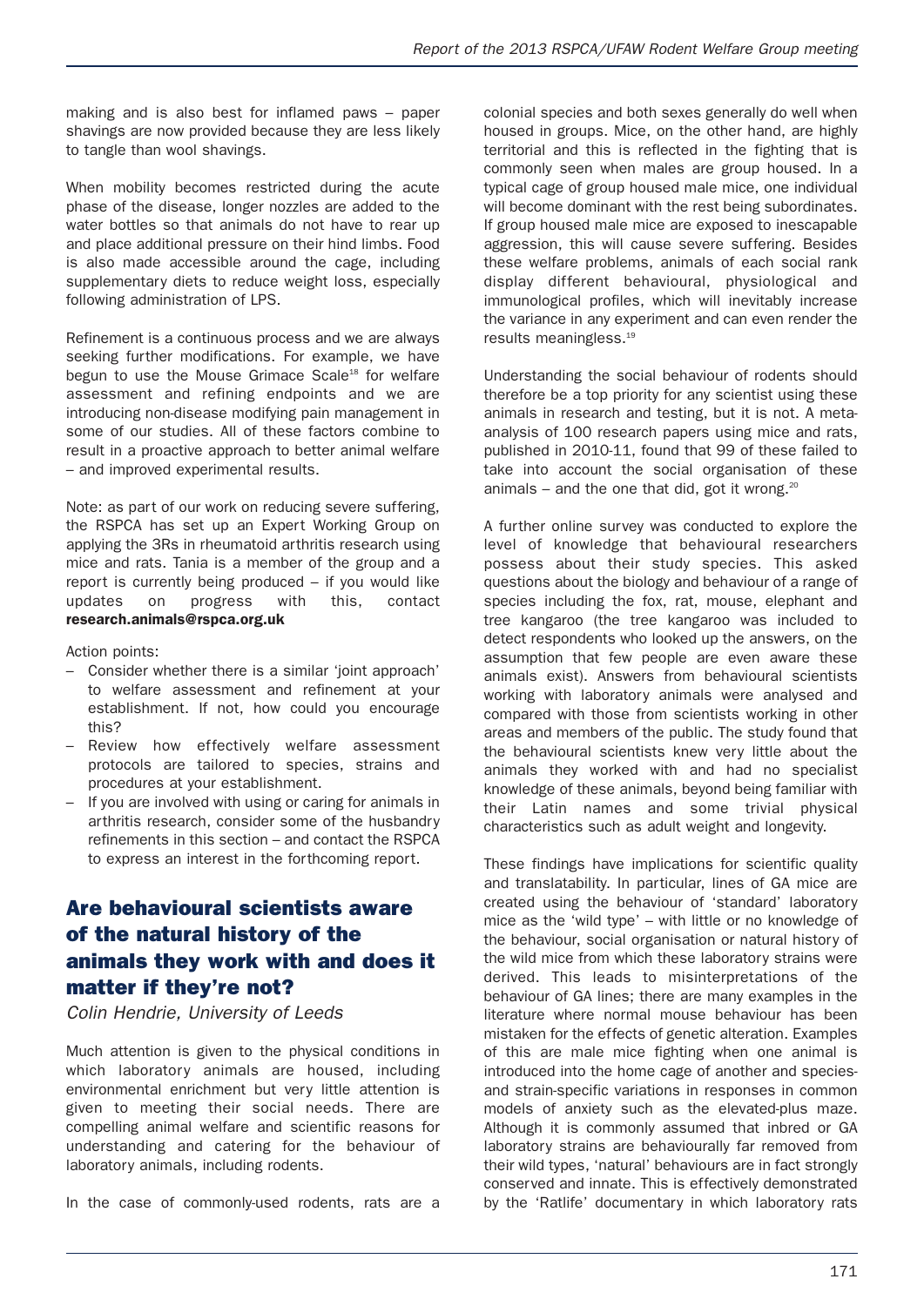making and is also best for inflamed paws – paper shavings are now provided because they are less likely to tangle than wool shavings.

When mobility becomes restricted during the acute phase of the disease, longer nozzles are added to the water bottles so that animals do not have to rear up and place additional pressure on their hind limbs. Food is also made accessible around the cage, including supplementary diets to reduce weight loss, especially following administration of LPS.

Refinement is a continuous process and we are always seeking further modifications. For example, we have begun to use the Mouse Grimace Scale[18] for welfare assessment and refining endpoints and we are introducing non-disease modifying pain management in some of our studies. All of these factors combine to result in a proactive approach to better animal welfare – and improved experimental results.

Note: as part of our work on reducing severe suffering, the RSPCA has set up an Expert Working Group on applying the 3Rs in rheumatoid arthritis research using mice and rats. Tania is a member of the group and a report is currently being produced – if you would like updates on progress with this, contact **research.animals@rspca.org.uk**

Action points:

- Consider whether there is a similar 'joint approach' to welfare assessment and refinement at your establishment. If not, how could you encourage this?
- Review how effectively welfare assessment protocols are tailored to species, strains and procedures at your establishment.
- If you are involved with using or caring for animals in arthritis research, consider some of the husbandry refinements in this section – and contact the RSPCA to express an interest in the forthcoming report.

## Are behavioural scientists aware of the natural history of the animals they work with and does it matter if they're not?

*Colin Hendrie, University of Leeds*

Much attention is given to the physical conditions in which laboratory animals are housed, including environmental enrichment but very little attention is given to meeting their social needs. There are compelling animal welfare and scientific reasons for understanding and catering for the behaviour of laboratory animals, including rodents.

In the case of commonly-used rodents, rats are a colonial species and both sexes generally do well when housed in groups. Mice, on the other hand, are highly territorial and this is reflected in the fighting that is commonly seen when males are group housed. In a typical cage of group housed male mice, one individual will become dominant with the rest being subordinates. If group housed male mice are exposed to inescapable aggression, this will cause severe suffering. Besides these welfare problems, animals of each social rank display different behavioural, physiological and immunological profiles, which will inevitably increase the variance in any experiment and can even render the results meaningless.[19]

Understanding the social behaviour of rodents should therefore be a top priority for any scientist using these animals in research and testing, but it is not. A meta-analysis of 100 research papers using mice and rats, published in 2010-11, found that 99 of these failed to take into account the social organisation of these animals – and the one that did, got it wrong.[20]

A further online survey was conducted to explore the level of knowledge that behavioural researchers possess about their study species. This asked questions about the biology and behaviour of a range of species including the fox, rat, mouse, elephant and tree kangaroo (the tree kangaroo was included to detect respondents who looked up the answers, on the assumption that few people are even aware these animals exist). Answers from behavioural scientists working with laboratory animals were analysed and compared with those from scientists working in other areas and members of the public. The study found that the behavioural scientists knew very little about the animals they worked with and had no specialist knowledge of these animals, beyond being familiar with their Latin names and some trivial physical characteristics such as adult weight and longevity.

These findings have implications for scientific quality and translatability. In particular, lines of GA mice are created using the behaviour of 'standard' laboratory mice as the 'wild type' – with little or no knowledge of the behaviour, social organisation or natural history of the wild mice from which these laboratory strains were derived. This leads to misinterpretations of the behaviour of GA lines; there are many examples in the literature where normal mouse behaviour has been mistaken for the effects of genetic alteration. Examples of this are male mice fighting when one animal is introduced into the home cage of another and species- and strain-specific variations in responses in common models of anxiety such as the elevated-plus maze. Although it is commonly assumed that inbred or GA laboratory strains are behaviourally far removed from their wild types, 'natural' behaviours are in fact strongly conserved and innate. This is effectively demonstrated by the 'Ratlife' documentary in which laboratory rats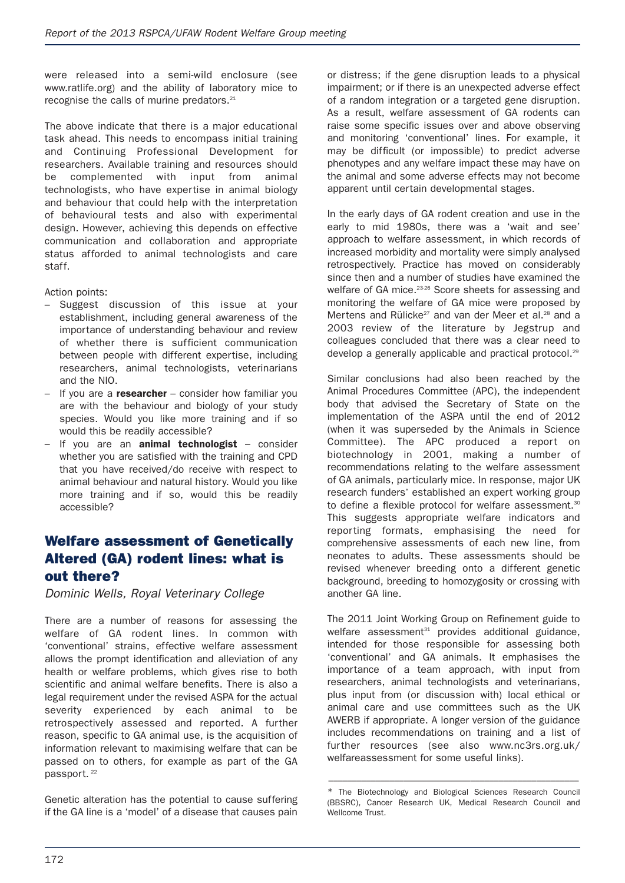were released into a semi-wild enclosure (see www.ratlife.org) and the ability of laboratory mice to recognise the calls of murine predators.[21]

The above indicate that there is a major educational task ahead. This needs to encompass initial training and Continuing Professional Development for researchers. Available training and resources should be complemented with input from animal technologists, who have expertise in animal biology and behaviour that could help with the interpretation of behavioural tests and also with experimental design. However, achieving this depends on effective communication and collaboration and appropriate status afforded to animal technologists and care staff.

Action points:

- Suggest discussion of this issue at your establishment, including general awareness of the importance of understanding behaviour and review of whether there is sufficient communication between people with different expertise, including researchers, animal technologists, veterinarians and the NIO.
- If you are a **researcher** – consider how familiar you are with the behaviour and biology of your study species. Would you like more training and if so would this be readily accessible?
- If you are an **animal technologist** – consider whether you are satisfied with the training and CPD that you have received/do receive with respect to animal behaviour and natural history. Would you like more training and if so, would this be readily accessible?

## Welfare assessment of Genetically Altered (GA) rodent lines: what is out there?

*Dominic Wells, Royal Veterinary College*

There are a number of reasons for assessing the welfare of GA rodent lines. In common with 'conventional' strains, effective welfare assessment allows the prompt identification and alleviation of any health or welfare problems, which gives rise to both scientific and animal welfare benefits. There is also a legal requirement under the revised ASPA for the actual severity experienced by each animal to be retrospectively assessed and reported. A further reason, specific to GA animal use, is the acquisition of information relevant to maximising welfare that can be passed on to others, for example as part of the GA passport.[22]

Genetic alteration has the potential to cause suffering if the GA line is a 'model' of a disease that causes pain or distress; if the gene disruption leads to a physical impairment; or if there is an unexpected adverse effect of a random integration or a targeted gene disruption. As a result, welfare assessment of GA rodents can raise some specific issues over and above observing and monitoring 'conventional' lines. For example, it may be difficult (or impossible) to predict adverse phenotypes and any welfare impact these may have on the animal and some adverse effects may not become apparent until certain developmental stages.

In the early days of GA rodent creation and use in the early to mid 1980s, there was a 'wait and see' approach to welfare assessment, in which records of increased morbidity and mortality were simply analysed retrospectively. Practice has moved on considerably since then and a number of studies have examined the welfare of GA mice.[23-26] Score sheets for assessing and monitoring the welfare of GA mice were proposed by Mertens and Rülicke[27] and van der Meer et al.[28] and a 2003 review of the literature by Jegstrup and colleagues concluded that there was a clear need to develop a generally applicable and practical protocol.[29]

Similar conclusions had also been reached by the Animal Procedures Committee (APC), the independent body that advised the Secretary of State on the implementation of the ASPA until the end of 2012 (when it was superseded by the Animals in Science Committee). The APC produced a report on biotechnology in 2001, making a number of recommendations relating to the welfare assessment of GA animals, particularly mice. In response, major UK research funders* established an expert working group to define a flexible protocol for welfare assessment.[30] This suggests appropriate welfare indicators and reporting formats, emphasising the need for comprehensive assessments of each new line, from neonates to adults. These assessments should be revised whenever breeding onto a different genetic background, breeding to homozygosity or crossing with another GA line.

The 2011 Joint Working Group on Refinement guide to welfare assessment[31] provides additional guidance, intended for those responsible for assessing both 'conventional' and GA animals. It emphasises the importance of a team approach, with input from researchers, animal technologists and veterinarians, plus input from (or discussion with) local ethical or animal care and use committees such as the UK AWERB if appropriate. A longer version of the guidance includes recommendations on training and a list of further resources (see also www.nc3rs.org.uk/welfareassessment for some useful links).

---

* The Biotechnology and Biological Sciences Research Council (BBSRC), Cancer Research UK, Medical Research Council and Wellcome Trust.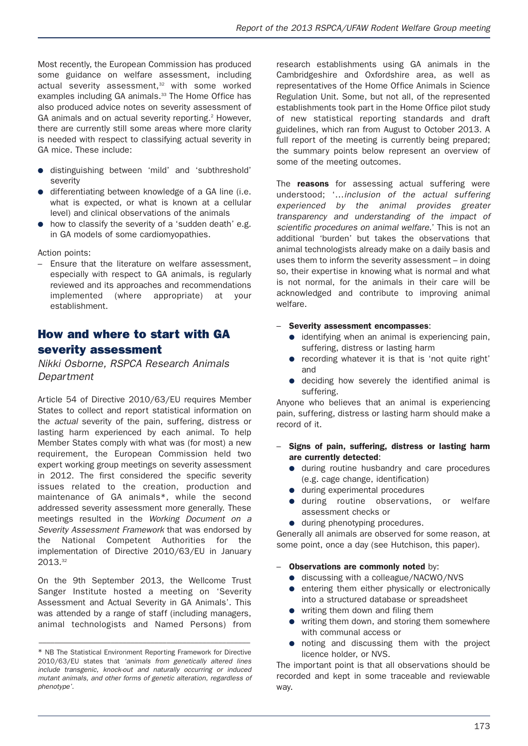Most recently, the European Commission has produced some guidance on welfare assessment, including actual severity assessment,[32] with some worked examples including GA animals.[33] The Home Office has also produced advice notes on severity assessment of GA animals and on actual severity reporting.[2] However, there are currently still some areas where more clarity is needed with respect to classifying actual severity in GA mice. These include:

- distinguishing between 'mild' and 'subthreshold' severity
- differentiating between knowledge of a GA line (i.e. what is expected, or what is known at a cellular level) and clinical observations of the animals
- how to classify the severity of a 'sudden death' e.g. in GA models of some cardiomyopathies.

Action points:

– Ensure that the literature on welfare assessment, especially with respect to GA animals, is regularly reviewed and its approaches and recommendations implemented (where appropriate) at your establishment.

## How and where to start with GA severity assessment

*Nikki Osborne, RSPCA Research Animals Department*

Article 54 of Directive 2010/63/EU requires Member States to collect and report statistical information on the *actual* severity of the pain, suffering, distress or lasting harm experienced by each animal. To help Member States comply with what was (for most) a new requirement, the European Commission held two expert working group meetings on severity assessment in 2012. The first considered the specific severity issues related to the creation, production and maintenance of GA animals*, while the second addressed severity assessment more generally. These meetings resulted in the *Working Document on a Severity Assessment Framework* that was endorsed by the National Competent Authorities for the implementation of Directive 2010/63/EU in January 2013.[32]

On the 9th September 2013, the Wellcome Trust Sanger Institute hosted a meeting on 'Severity Assessment and Actual Severity in GA Animals'. This was attended by a range of staff (including managers, animal technologists and Named Persons) from research establishments using GA animals in the Cambridgeshire and Oxfordshire area, as well as representatives of the Home Office Animals in Science Regulation Unit. Some, but not all, of the represented establishments took part in the Home Office pilot study of new statistical reporting standards and draft guidelines, which ran from August to October 2013. A full report of the meeting is currently being prepared; the summary points below represent an overview of some of the meeting outcomes.

The **reasons** for assessing actual suffering were understood; '*...inclusion of the actual suffering experienced by the animal provides greater transparency and understanding of the impact of scientific procedures on animal welfare.*' This is not an additional 'burden' but takes the observations that animal technologists already make on a daily basis and uses them to inform the severity assessment – in doing so, their expertise in knowing what is normal and what is not normal, for the animals in their care will be acknowledged and contribute to improving animal welfare.

– **Severity assessment encompasses**:
  - identifying when an animal is experiencing pain, suffering, distress or lasting harm
  - recording whatever it is that is 'not quite right' and
  - deciding how severely the identified animal is suffering.

Anyone who believes that an animal is experiencing pain, suffering, distress or lasting harm should make a record of it.

– **Signs of pain, suffering, distress or lasting harm are currently detected**:
  - during routine husbandry and care procedures (e.g. cage change, identification)
  - during experimental procedures
  - during routine observations, or welfare assessment checks or
  - during phenotyping procedures.

Generally all animals are observed for some reason, at some point, once a day (see Hutchison, this paper).

– **Observations are commonly noted** by:
  - discussing with a colleague/NACWO/NVS
  - entering them either physically or electronically into a structured database or spreadsheet
  - writing them down and filing them
  - writing them down, and storing them somewhere with communal access or
  - noting and discussing them with the project licence holder, or NVS.

The important point is that all observations should be recorded and kept in some traceable and reviewable way.

---

\* NB The Statistical Environment Reporting Framework for Directive 2010/63/EU states that *'animals from genetically altered lines include transgenic, knock-out and naturally occurring or induced mutant animals, and other forms of genetic alteration, regardless of phenotype'*.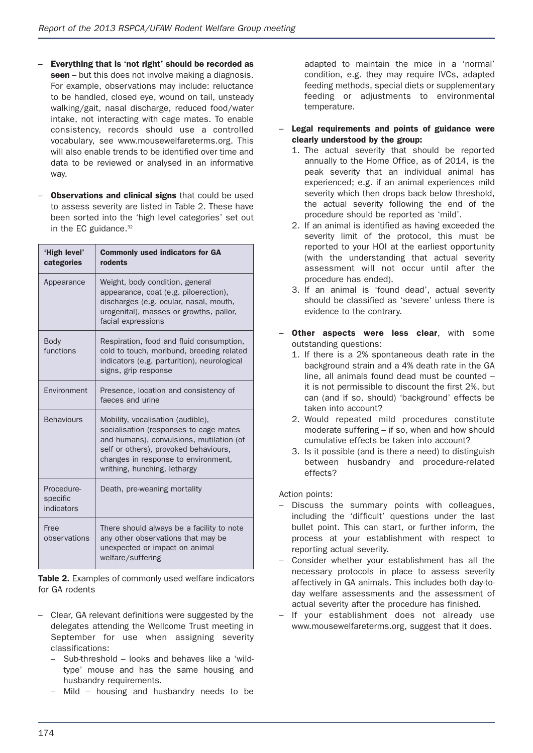- **Everything that is 'not right' should be recorded as seen** – but this does not involve making a diagnosis. For example, observations may include: reluctance to be handled, closed eye, wound on tail, unsteady walking/gait, nasal discharge, reduced food/water intake, not interacting with cage mates. To enable consistency, records should use a controlled vocabulary, see www.mousewelfareterms.org. This will also enable trends to be identified over time and data to be reviewed or analysed in an informative way.
- **Observations and clinical signs** that could be used to assess severity are listed in Table 2. These have been sorted into the 'high level categories' set out in the EC guidance.[32]

| 'High level' categories | Commonly used indicators for GA rodents |
|---|---|
| Appearance | Weight, body condition, general appearance, coat (e.g. piloerection), discharges (e.g. ocular, nasal, mouth, urogenital), masses or growths, pallor, facial expressions |
| Body functions | Respiration, food and fluid consumption, cold to touch, moribund, breeding related indicators (e.g. parturition), neurological signs, grip response |
| Environment | Presence, location and consistency of faeces and urine |
| Behaviours | Mobility, vocalisation (audible), socialisation (responses to cage mates and humans), convulsions, mutilation (of self or others), provoked behaviours, changes in response to environment, writhing, hunching, lethargy |
| Procedure-specific indicators | Death, pre-weaning mortality |
| Free observations | There should always be a facility to note any other observations that may be unexpected or impact on animal welfare/suffering |

**Table 2.** Examples of commonly used welfare indicators for GA rodents

- Clear, GA relevant definitions were suggested by the delegates attending the Wellcome Trust meeting in September for use when assigning severity classifications:
  - Sub-threshold – looks and behaves like a 'wild-type' mouse and has the same housing and husbandry requirements.
  - Mild – housing and husbandry needs to be adapted to maintain the mice in a 'normal' condition, e.g. they may require IVCs, adapted feeding methods, special diets or supplementary feeding or adjustments to environmental temperature.
- **Legal requirements and points of guidance were clearly understood by the group:**
  1. The actual severity that should be reported annually to the Home Office, as of 2014, is the peak severity that an individual animal has experienced; e.g. if an animal experiences mild severity which then drops back below threshold, the actual severity following the end of the procedure should be reported as 'mild'.
  2. If an animal is identified as having exceeded the severity limit of the protocol, this must be reported to your HOI at the earliest opportunity (with the understanding that actual severity assessment will not occur until after the procedure has ended).
  3. If an animal is 'found dead', actual severity should be classified as 'severe' unless there is evidence to the contrary.
- **Other aspects were less clear**, with some outstanding questions:
  1. If there is a 2% spontaneous death rate in the background strain and a 4% death rate in the GA line, all animals found dead must be counted – it is not permissible to discount the first 2%, but can (and if so, should) 'background' effects be taken into account?
  2. Would repeated mild procedures constitute moderate suffering – if so, when and how should cumulative effects be taken into account?
  3. Is it possible (and is there a need) to distinguish between husbandry and procedure-related effects?

Action points:

- Discuss the summary points with colleagues, including the 'difficult' questions under the last bullet point. This can start, or further inform, the process at your establishment with respect to reporting actual severity.
- Consider whether your establishment has all the necessary protocols in place to assess severity affectively in GA animals. This includes both day-to-day welfare assessments and the assessment of actual severity after the procedure has finished.
- If your establishment does not already use www.mousewelfareterms.org, suggest that it does.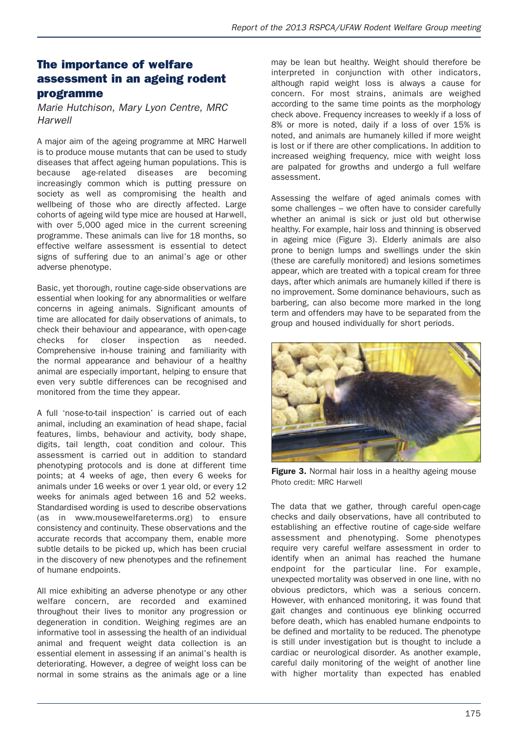## The importance of welfare assessment in an ageing rodent programme

*Marie Hutchison, Mary Lyon Centre, MRC Harwell*

A major aim of the ageing programme at MRC Harwell is to produce mouse mutants that can be used to study diseases that affect ageing human populations. This is because age-related diseases are becoming increasingly common which is putting pressure on society as well as compromising the health and wellbeing of those who are directly affected. Large cohorts of ageing wild type mice are housed at Harwell, with over 5,000 aged mice in the current screening programme. These animals can live for 18 months, so effective welfare assessment is essential to detect signs of suffering due to an animal's age or other adverse phenotype.

Basic, yet thorough, routine cage-side observations are essential when looking for any abnormalities or welfare concerns in ageing animals. Significant amounts of time are allocated for daily observations of animals, to check their behaviour and appearance, with open-cage checks for closer inspection as needed. Comprehensive in-house training and familiarity with the normal appearance and behaviour of a healthy animal are especially important, helping to ensure that even very subtle differences can be recognised and monitored from the time they appear.

A full 'nose-to-tail inspection' is carried out of each animal, including an examination of head shape, facial features, limbs, behaviour and activity, body shape, digits, tail length, coat condition and colour. This assessment is carried out in addition to standard phenotyping protocols and is done at different time points; at 4 weeks of age, then every 6 weeks for animals under 16 weeks or over 1 year old, or every 12 weeks for animals aged between 16 and 52 weeks. Standardised wording is used to describe observations (as in www.mousewelfareterms.org) to ensure consistency and continuity. These observations and the accurate records that accompany them, enable more subtle details to be picked up, which has been crucial in the discovery of new phenotypes and the refinement of humane endpoints.

All mice exhibiting an adverse phenotype or any other welfare concern, are recorded and examined throughout their lives to monitor any progression or degeneration in condition. Weighing regimes are an informative tool in assessing the health of an individual animal and frequent weight data collection is an essential element in assessing if an animal's health is deteriorating. However, a degree of weight loss can be normal in some strains as the animals age or a line may be lean but healthy. Weight should therefore be interpreted in conjunction with other indicators, although rapid weight loss is always a cause for concern. For most strains, animals are weighed according to the same time points as the morphology check above. Frequency increases to weekly if a loss of 8% or more is noted, daily if a loss of over 15% is noted, and animals are humanely killed if more weight is lost or if there are other complications. In addition to increased weighing frequency, mice with weight loss are palpated for growths and undergo a full welfare assessment.

Assessing the welfare of aged animals comes with some challenges – we often have to consider carefully whether an animal is sick or just old but otherwise healthy. For example, hair loss and thinning is observed in ageing mice (Figure 3). Elderly animals are also prone to benign lumps and swellings under the skin (these are carefully monitored) and lesions sometimes appear, which are treated with a topical cream for three days, after which animals are humanely killed if there is no improvement. Some dominance behaviours, such as barbering, can also become more marked in the long term and offenders may have to be separated from the group and housed individually for short periods.

**Figure 3.** Normal hair loss in a healthy ageing mouse
Photo credit: MRC Harwell

The data that we gather, through careful open-cage checks and daily observations, have all contributed to establishing an effective routine of cage-side welfare assessment and phenotyping. Some phenotypes require very careful welfare assessment in order to identify when an animal has reached the humane endpoint for the particular line. For example, unexpected mortality was observed in one line, with no obvious predictors, which was a serious concern. However, with enhanced monitoring, it was found that gait changes and continuous eye blinking occurred before death, which has enabled humane endpoints to be defined and mortality to be reduced. The phenotype is still under investigation but is thought to include a cardiac or neurological disorder. As another example, careful daily monitoring of the weight of another line with higher mortality than expected has enabled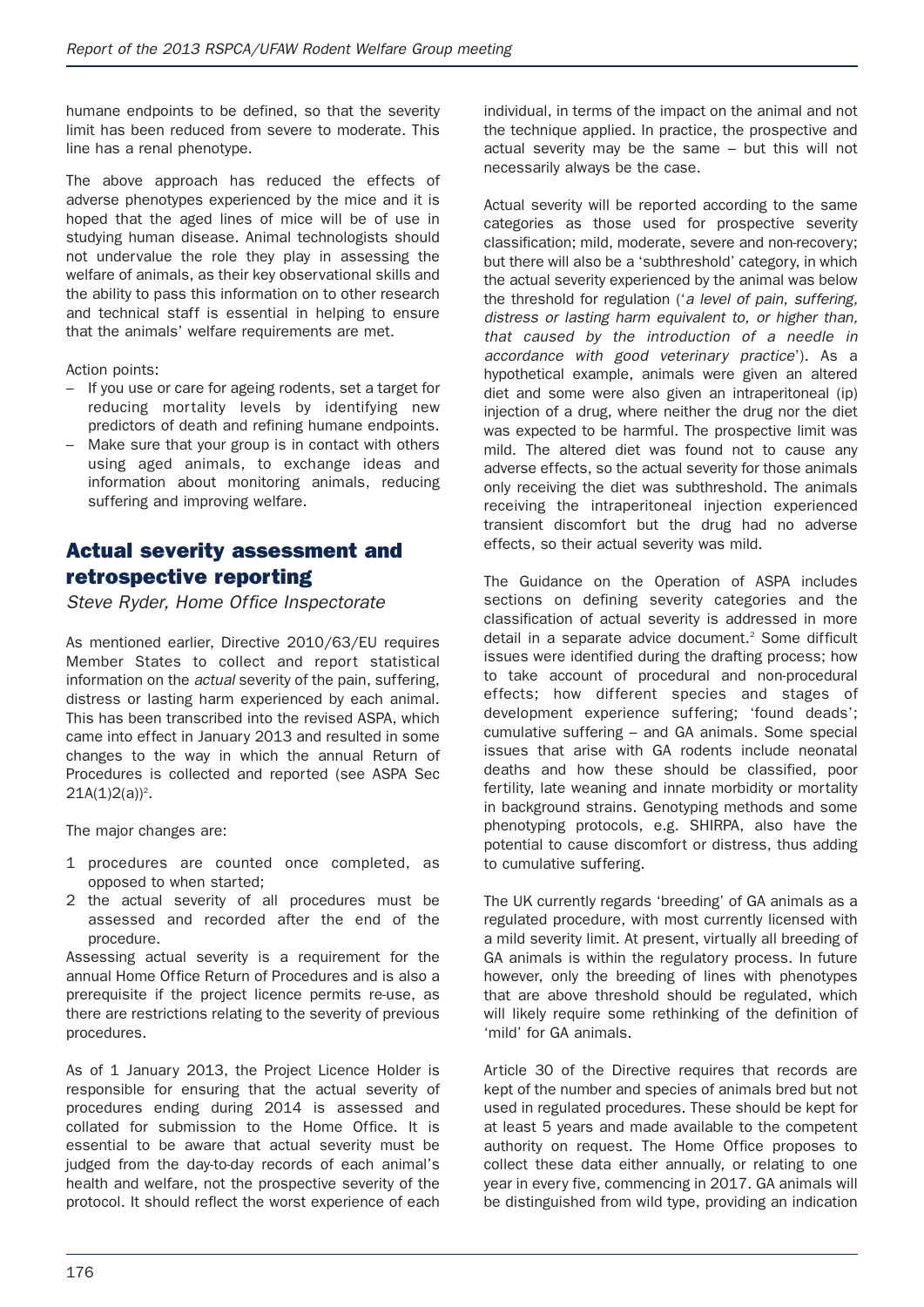humane endpoints to be defined, so that the severity limit has been reduced from severe to moderate. This line has a renal phenotype.

The above approach has reduced the effects of adverse phenotypes experienced by the mice and it is hoped that the aged lines of mice will be of use in studying human disease. Animal technologists should not undervalue the role they play in assessing the welfare of animals, as their key observational skills and the ability to pass this information on to other research and technical staff is essential in helping to ensure that the animals' welfare requirements are met.

Action points:

- If you use or care for ageing rodents, set a target for reducing mortality levels by identifying new predictors of death and refining humane endpoints.
- Make sure that your group is in contact with others using aged animals, to exchange ideas and information about monitoring animals, reducing suffering and improving welfare.

## Actual severity assessment and retrospective reporting

*Steve Ryder, Home Office Inspectorate*

As mentioned earlier, Directive 2010/63/EU requires Member States to collect and report statistical information on the *actual* severity of the pain, suffering, distress or lasting harm experienced by each animal. This has been transcribed into the revised ASPA, which came into effect in January 2013 and resulted in some changes to the way in which the annual Return of Procedures is collected and reported (see ASPA Sec 21A(1)2(a))[2].

The major changes are:

1. procedures are counted once completed, as opposed to when started;
2. the actual severity of all procedures must be assessed and recorded after the end of the procedure.

Assessing actual severity is a requirement for the annual Home Office Return of Procedures and is also a prerequisite if the project licence permits re-use, as there are restrictions relating to the severity of previous procedures.

As of 1 January 2013, the Project Licence Holder is responsible for ensuring that the actual severity of procedures ending during 2014 is assessed and collated for submission to the Home Office. It is essential to be aware that actual severity must be judged from the day-to-day records of each animal's health and welfare, not the prospective severity of the protocol. It should reflect the worst experience of each individual, in terms of the impact on the animal and not the technique applied. In practice, the prospective and actual severity may be the same – but this will not necessarily always be the case.

Actual severity will be reported according to the same categories as those used for prospective severity classification; mild, moderate, severe and non-recovery; but there will also be a 'subthreshold' category, in which the actual severity experienced by the animal was below the threshold for regulation ('*a level of pain, suffering, distress or lasting harm equivalent to, or higher than, that caused by the introduction of a needle in accordance with good veterinary practice*'). As a hypothetical example, animals were given an altered diet and some were also given an intraperitoneal (ip) injection of a drug, where neither the drug nor the diet was expected to be harmful. The prospective limit was mild. The altered diet was found not to cause any adverse effects, so the actual severity for those animals only receiving the diet was subthreshold. The animals receiving the intraperitoneal injection experienced transient discomfort but the drug had no adverse effects, so their actual severity was mild.

The Guidance on the Operation of ASPA includes sections on defining severity categories and the classification of actual severity is addressed in more detail in a separate advice document.[2] Some difficult issues were identified during the drafting process; how to take account of procedural and non-procedural effects; how different species and stages of development experience suffering; 'found deads'; cumulative suffering – and GA animals. Some special issues that arise with GA rodents include neonatal deaths and how these should be classified, poor fertility, late weaning and innate morbidity or mortality in background strains. Genotyping methods and some phenotyping protocols, e.g. SHIRPA, also have the potential to cause discomfort or distress, thus adding to cumulative suffering.

The UK currently regards 'breeding' of GA animals as a regulated procedure, with most currently licensed with a mild severity limit. At present, virtually all breeding of GA animals is within the regulatory process. In future however, only the breeding of lines with phenotypes that are above threshold should be regulated, which will likely require some rethinking of the definition of 'mild' for GA animals.

Article 30 of the Directive requires that records are kept of the number and species of animals bred but not used in regulated procedures. These should be kept for at least 5 years and made available to the competent authority on request. The Home Office proposes to collect these data either annually, or relating to one year in every five, commencing in 2017. GA animals will be distinguished from wild type, providing an indication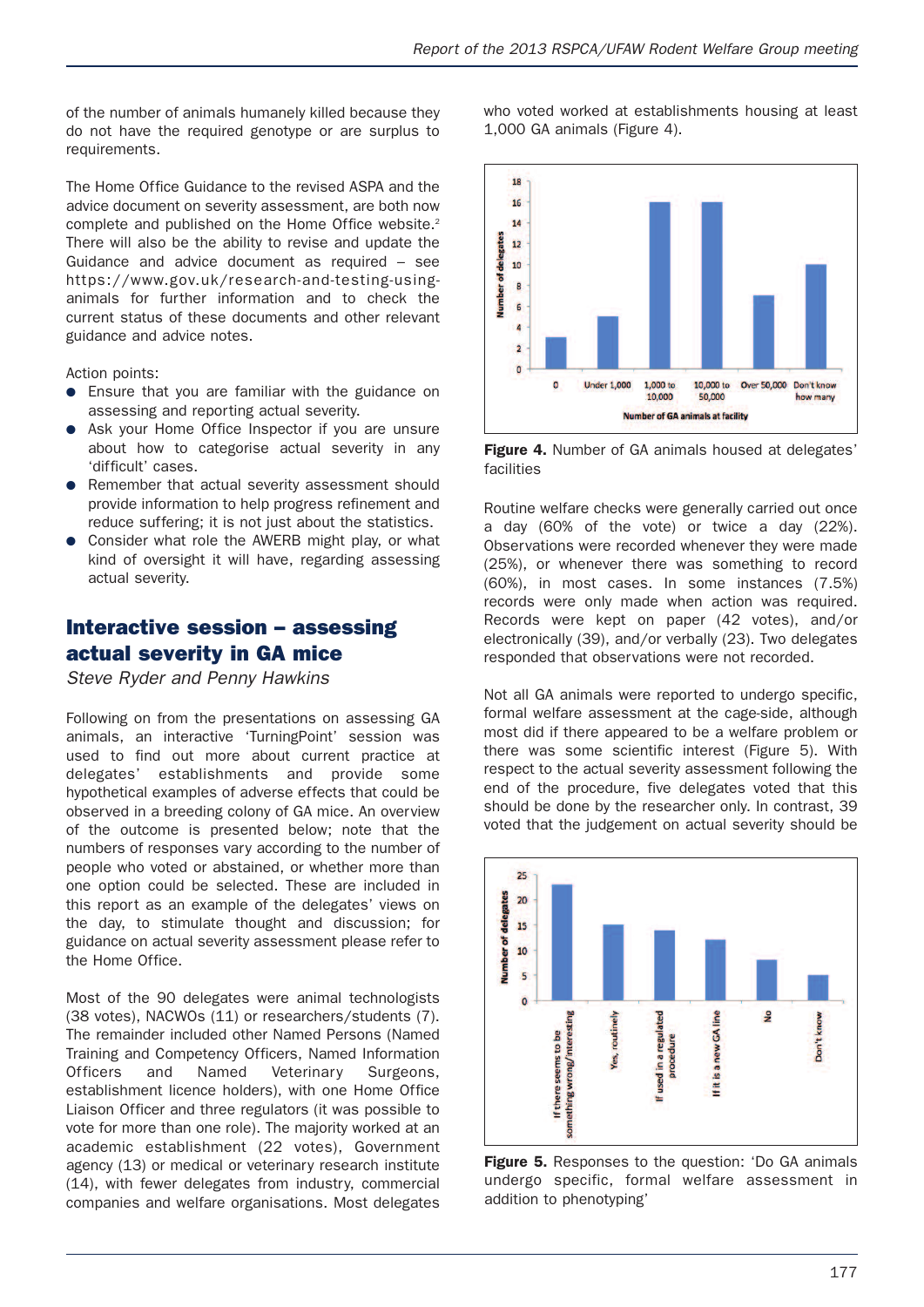of the number of animals humanely killed because they do not have the required genotype or are surplus to requirements.

The Home Office Guidance to the revised ASPA and the advice document on severity assessment, are both now complete and published on the Home Office website.[2] There will also be the ability to revise and update the Guidance and advice document as required – see https://www.gov.uk/research-and-testing-using-animals for further information and to check the current status of these documents and other relevant guidance and advice notes.

Action points:

- Ensure that you are familiar with the guidance on assessing and reporting actual severity.
- Ask your Home Office Inspector if you are unsure about how to categorise actual severity in any 'difficult' cases.
- Remember that actual severity assessment should provide information to help progress refinement and reduce suffering; it is not just about the statistics.
- Consider what role the AWERB might play, or what kind of oversight it will have, regarding assessing actual severity.

## Interactive session – assessing actual severity in GA mice

*Steve Ryder and Penny Hawkins*

Following on from the presentations on assessing GA animals, an interactive 'TurningPoint' session was used to find out more about current practice at delegates' establishments and provide some hypothetical examples of adverse effects that could be observed in a breeding colony of GA mice. An overview of the outcome is presented below; note that the numbers of responses vary according to the number of people who voted or abstained, or whether more than one option could be selected. These are included in this report as an example of the delegates' views on the day, to stimulate thought and discussion; for guidance on actual severity assessment please refer to the Home Office.

Most of the 90 delegates were animal technologists (38 votes), NACWOs (11) or researchers/students (7). The remainder included other Named Persons (Named Training and Competency Officers, Named Information Officers and Named Veterinary Surgeons, establishment licence holders), with one Home Office Liaison Officer and three regulators (it was possible to vote for more than one role). The majority worked at an academic establishment (22 votes), Government agency (13) or medical or veterinary research institute (14), with fewer delegates from industry, commercial companies and welfare organisations. Most delegates who voted worked at establishments housing at least 1,000 GA animals (Figure 4).

**Figure 4.** Number of GA animals housed at delegates' facilities

Routine welfare checks were generally carried out once a day (60% of the vote) or twice a day (22%). Observations were recorded whenever they were made (25%), or whenever there was something to record (60%), in most cases. In some instances (7.5%) records were only made when action was required. Records were kept on paper (42 votes), and/or electronically (39), and/or verbally (23). Two delegates responded that observations were not recorded.

Not all GA animals were reported to undergo specific, formal welfare assessment at the cage-side, although most did if there appeared to be a welfare problem or there was some scientific interest (Figure 5). With respect to the actual severity assessment following the end of the procedure, five delegates voted that this should be done by the researcher only. In contrast, 39 voted that the judgement on actual severity should be

**Figure 5.** Responses to the question: 'Do GA animals undergo specific, formal welfare assessment in addition to phenotyping'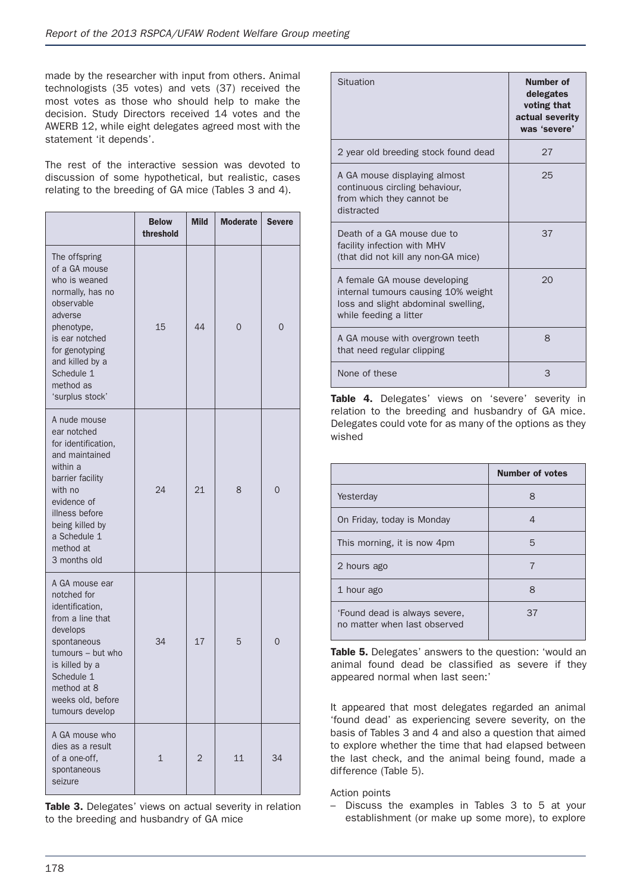made by the researcher with input from others. Animal technologists (35 votes) and vets (37) received the most votes as those who should help to make the decision. Study Directors received 14 votes and the AWERB 12, while eight delegates agreed most with the statement 'it depends'.

The rest of the interactive session was devoted to discussion of some hypothetical, but realistic, cases relating to the breeding of GA mice (Tables 3 and 4).

| | Below threshold | Mild | Moderate | Severe |
|---|---|---|---|---|
| The offspring of a GA mouse who is weaned normally, has no observable adverse phenotype, is ear notched for genotyping and killed by a Schedule 1 method as 'surplus stock' | 15 | 44 | 0 | 0 |
| A nude mouse ear notched for identification, and maintained within a barrier facility with no evidence of illness before being killed by a Schedule 1 method at 3 months old | 24 | 21 | 8 | 0 |
| A GA mouse ear notched for identification, from a line that develops spontaneous tumours – but who is killed by a Schedule 1 method at 8 weeks old, before tumours develop | 34 | 17 | 5 | 0 |
| A GA mouse who dies as a result of a one-off, spontaneous seizure | 1 | 2 | 11 | 34 |

**Table 3.** Delegates' views on actual severity in relation to the breeding and husbandry of GA mice

| Situation | Number of delegates voting that actual severity was 'severe' |
|---|---|
| 2 year old breeding stock found dead | 27 |
| A GA mouse displaying almost continuous circling behaviour, from which they cannot be distracted | 25 |
| Death of a GA mouse due to facility infection with MHV (that did not kill any non-GA mice) | 37 |
| A female GA mouse developing internal tumours causing 10% weight loss and slight abdominal swelling, while feeding a litter | 20 |
| A GA mouse with overgrown teeth that need regular clipping | 8 |
| None of these | 3 |

**Table 4.** Delegates' views on 'severe' severity in relation to the breeding and husbandry of GA mice. Delegates could vote for as many of the options as they wished

| | Number of votes |
|---|---|
| Yesterday | 8 |
| On Friday, today is Monday | 4 |
| This morning, it is now 4pm | 5 |
| 2 hours ago | 7 |
| 1 hour ago | 8 |
| 'Found dead is always severe, no matter when last observed | 37 |

**Table 5.** Delegates' answers to the question: 'would an animal found dead be classified as severe if they appeared normal when last seen:'

It appeared that most delegates regarded an animal 'found dead' as experiencing severe severity, on the basis of Tables 3 and 4 and also a question that aimed to explore whether the time that had elapsed between the last check, and the animal being found, made a difference (Table 5).

Action points

– Discuss the examples in Tables 3 to 5 at your establishment (or make up some more), to explore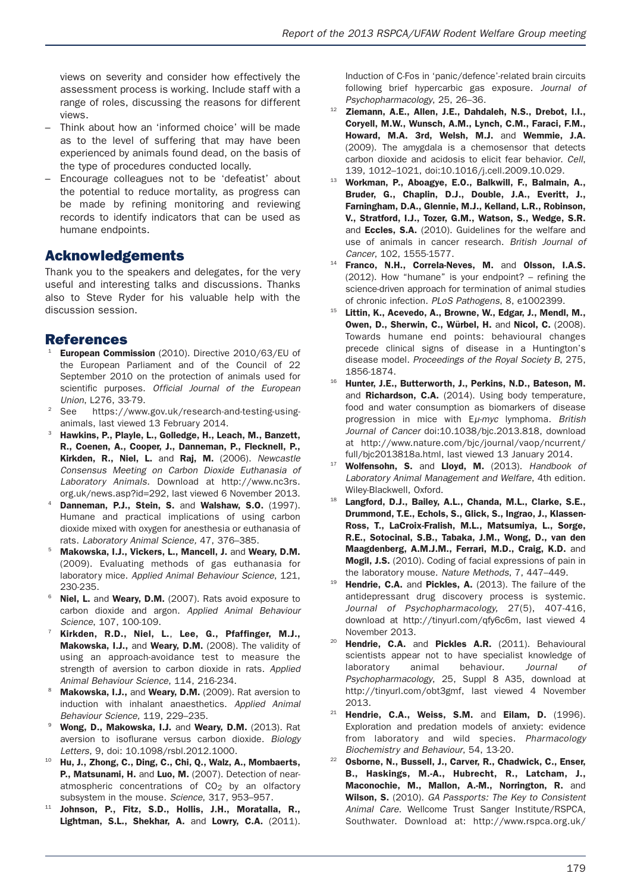views on severity and consider how effectively the assessment process is working. Include staff with a range of roles, discussing the reasons for different views.

- Think about how an 'informed choice' will be made as to the level of suffering that may have been experienced by animals found dead, on the basis of the type of procedures conducted locally.
- Encourage colleagues not to be 'defeatist' about the potential to reduce mortality, as progress can be made by refining monitoring and reviewing records to identify indicators that can be used as humane endpoints.

## Acknowledgements

Thank you to the speakers and delegates, for the very useful and interesting talks and discussions. Thanks also to Steve Ryder for his valuable help with the discussion session.

## References

1. **European Commission** (2010). Directive 2010/63/EU of the European Parliament and of the Council of 22 September 2010 on the protection of animals used for scientific purposes. *Official Journal of the European Union*, L276, 33-79.
2. See https://www.gov.uk/research-and-testing-using-animals, last viewed 13 February 2014.
3. **Hawkins, P., Playle, L., Golledge, H., Leach, M., Banzett, R., Coenen, A., Cooper, J., Danneman, P., Flecknell, P., Kirkden, R., Niel, L.** and **Raj, M.** (2006). *Newcastle Consensus Meeting on Carbon Dioxide Euthanasia of Laboratory Animals*. Download at http://www.nc3rs.org.uk/news.asp?id=292, last viewed 6 November 2013.
4. **Danneman, P.J., Stein, S.** and **Walshaw, S.O.** (1997). Humane and practical implications of using carbon dioxide mixed with oxygen for anesthesia or euthanasia of rats. *Laboratory Animal Science,* 47, 376–385.
5. **Makowska, I.J., Vickers, L., Mancell, J.** and **Weary, D.M.** (2009). Evaluating methods of gas euthanasia for laboratory mice. *Applied Animal Behaviour Science*, 121, 230-235.
6. **Niel, L.** and **Weary, D.M.** (2007). Rats avoid exposure to carbon dioxide and argon. *Applied Animal Behaviour Science*, 107, 100-109.
7. **Kirkden, R.D., Niel, L.**, **Lee, G., Pfaffinger, M.J., Makowska, I.J.,** and **Weary, D.M.** (2008). The validity of using an approach-avoidance test to measure the strength of aversion to carbon dioxide in rats. *Applied Animal Behaviour Science*, 114, 216-234.
8. **Makowska, I.J.,** and **Weary, D.M.** (2009). Rat aversion to induction with inhalant anaesthetics. *Applied Animal Behaviour Science,* 119, 229–235.
9. **Wong, D., Makowska, I.J.** and **Weary, D.M.** (2013). Rat aversion to isoflurane versus carbon dioxide. *Biology Letters*, 9, doi: 10.1098/rsbl.2012.1000.
10. **Hu, J., Zhong, C., Ding, C., Chi, Q., Walz, A., Mombaerts, P., Matsunami, H.** and **Luo, M.** (2007). Detection of near-atmospheric concentrations of $CO_2$ by an olfactory subsystem in the mouse. *Science*, 317, 953–957.
11. **Johnson, P., Fitz, S.D., Hollis, J.H., Moratalla, R., Lightman, S.L., Shekhar, A.** and **Lowry, C.A.** (2011). Induction of C-Fos in 'panic/defence'-related brain circuits following brief hypercarbic gas exposure. *Journal of Psychopharmacology*, 25, 26–36.
12. **Ziemann, A.E., Allen, J.E., Dahdaleh, N.S., Drebot, I.I., Coryell, M.W., Wunsch, A.M., Lynch, C.M., Faraci, F.M., Howard, M.A. 3rd, Welsh, M.J.** and **Wemmie, J.A.** (2009). The amygdala is a chemosensor that detects carbon dioxide and acidosis to elicit fear behavior. *Cell*, 139, 1012–1021, doi:10.1016/j.cell.2009.10.029.
13. **Workman, P., Aboagye, E.O., Balkwill, F., Balmain, A., Bruder, G., Chaplin, D.J., Double, J.A., Everitt, J., Farningham, D.A., Glennie, M.J., Kelland, L.R., Robinson, V., Stratford, I.J., Tozer, G.M., Watson, S., Wedge, S.R.** and **Eccles, S.A.** (2010). Guidelines for the welfare and use of animals in cancer research. *British Journal of Cancer*, 102, 1555-1577.
14. **Franco, N.H., Correia-Neves, M.** and **Olsson, I.A.S.** (2012). How "humane" is your endpoint? – refining the science-driven approach for termination of animal studies of chronic infection. *PLoS Pathogens*, 8, e1002399.
15. **Littin, K., Acevedo, A., Browne, W., Edgar, J., Mendl, M., Owen, D., Sherwin, C., Würbel, H.** and **Nicol, C.** (2008). Towards humane end points: behavioural changes precede clinical signs of disease in a Huntington's disease model. *Proceedings of the Royal Society B*, 275, 1856-1874.
16. **Hunter, J.E., Butterworth, J., Perkins, N.D., Bateson, M.** and **Richardson, C.A.** (2014). Using body temperature, food and water consumption as biomarkers of disease progression in mice with E*μ-myc* lymphoma. *British Journal of Cancer* doi:10.1038/bjc.2013.818, download at http://www.nature.com/bjc/journal/vaop/ncurrent/full/bjc2013818a.html, last viewed 13 January 2014.
17. **Wolfensohn, S.** and **Lloyd, M.** (2013). *Handbook of Laboratory Animal Management and Welfare*, 4th edition. Wiley-Blackwell, Oxford.
18. **Langford, D.J., Bailey, A.L., Chanda, M.L., Clarke, S.E., Drummond, T.E., Echols, S., Glick, S., Ingrao, J., Klassen-Ross, T., LaCroix-Fralish, M.L., Matsumiya, L., Sorge, R.E., Sotocinal, S.B., Tabaka, J.M., Wong, D., van den Maagdenberg, A.M.J.M., Ferrari, M.D., Craig, K.D.** and **Mogil, J.S.** (2010). Coding of facial expressions of pain in the laboratory mouse. *Nature Methods*, 7, 447–449.
19. **Hendrie, C.A.** and **Pickles, A.** (2013). The failure of the antidepressant drug discovery process is systemic. *Journal of Psychopharmacology,* 27(5), 407-416, download at http://tinyurl.com/qfy6c6m, last viewed 4 November 2013.
20. **Hendrie, C.A.** and **Pickles A.R.** (2011). Behavioural scientists appear not to have specialist knowledge of laboratory animal behaviour. *Journal of Psychopharmacology*, 25, Suppl 8 A35, download at http://tinyurl.com/obt3gmf, last viewed 4 November 2013.
21. **Hendrie, C.A., Weiss, S.M.** and **Eilam, D.** (1996). Exploration and predation models of anxiety: evidence from laboratory and wild species. *Pharmacology Biochemistry and Behaviour*, 54, 13-20.
22. **Osborne, N., Bussell, J., Carver, R., Chadwick, C., Enser, B., Haskings, M.-A., Hubrecht, R., Latcham, J., Maconochie, M., Mallon, A.-M., Norrington, R.** and **Wilson, S.** (2010). *GA Passports: The Key to Consistent Animal Care.* Wellcome Trust Sanger Institute/RSPCA, Southwater. Download at: http://www.rspca.org.uk/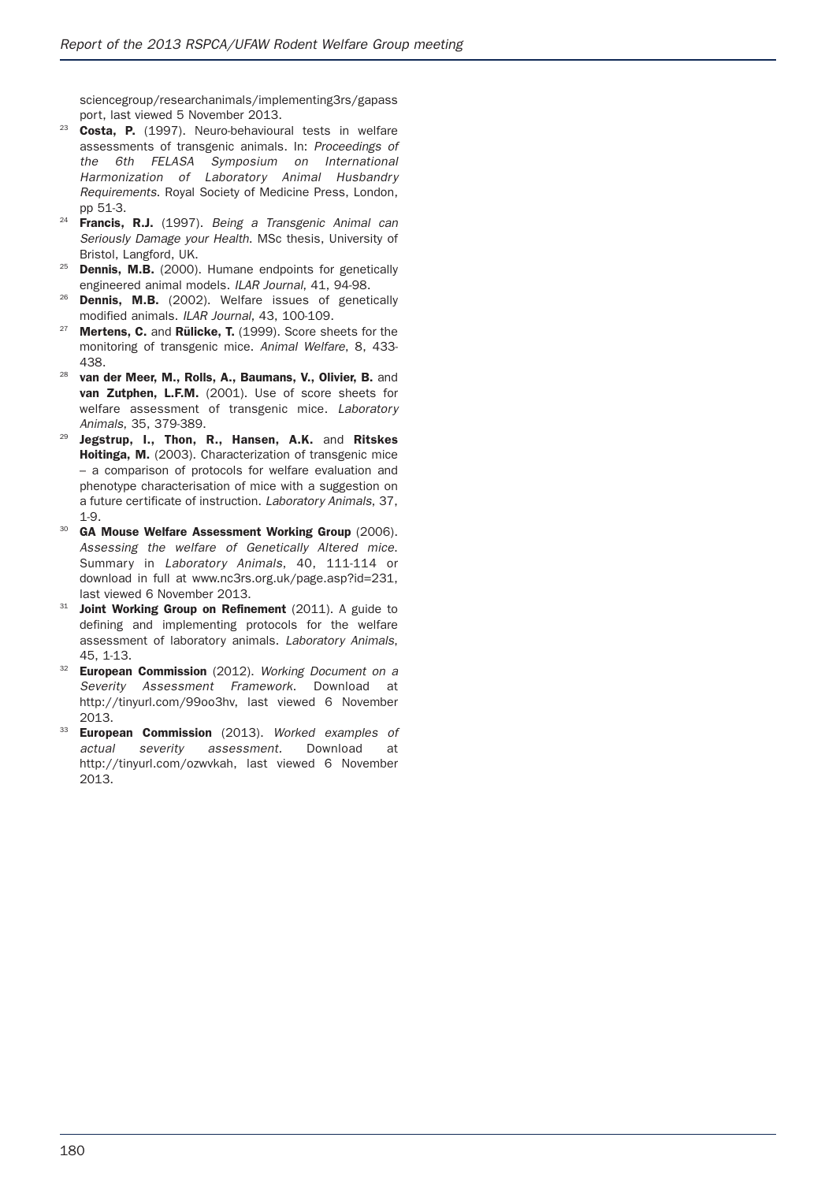sciencegroup/researchanimals/implementing3rs/gapasport, last viewed 5 November 2013.

[23] **Costa, P.** (1997). Neuro-behavioural tests in welfare assessments of transgenic animals. In: *Proceedings of the 6th FELASA Symposium on International Harmonization of Laboratory Animal Husbandry Requirements*. Royal Society of Medicine Press, London, pp 51-3.

[24] **Francis, R.J.** (1997). *Being a Transgenic Animal can Seriously Damage your Health*. MSc thesis, University of Bristol, Langford, UK.

[25] **Dennis, M.B.** (2000). Humane endpoints for genetically engineered animal models. *ILAR Journal*, 41, 94-98.

[26] **Dennis, M.B.** (2002). Welfare issues of genetically modified animals. *ILAR Journal*, 43, 100-109.

[27] **Mertens, C.** and **Rülicke, T.** (1999). Score sheets for the monitoring of transgenic mice. *Animal Welfare*, 8, 433-438.

[28] **van der Meer, M., Rolls, A., Baumans, V., Olivier, B.** and **van Zutphen, L.F.M.** (2001). Use of score sheets for welfare assessment of transgenic mice. *Laboratory Animals*, 35, 379-389.

[29] **Jegstrup, I., Thon, R., Hansen, A.K.** and **Ritskes Hoitinga, M.** (2003). Characterization of transgenic mice – a comparison of protocols for welfare evaluation and phenotype characterisation of mice with a suggestion on a future certificate of instruction. *Laboratory Animals*, 37, 1-9.

[30] **GA Mouse Welfare Assessment Working Group** (2006). *Assessing the welfare of Genetically Altered mice*. Summary in *Laboratory Animals*, 40, 111-114 or download in full at www.nc3rs.org.uk/page.asp?id=231, last viewed 6 November 2013.

[31] **Joint Working Group on Refinement** (2011). A guide to defining and implementing protocols for the welfare assessment of laboratory animals. *Laboratory Animals*, 45, 1-13.

[32] **European Commission** (2012). *Working Document on a Severity Assessment Framework*. Download at http://tinyurl.com/99oo3hv, last viewed 6 November 2013.

[33] **European Commission** (2013). *Worked examples of actual severity assessment*. Download at http://tinyurl.com/ozwvkah, last viewed 6 November 2013.